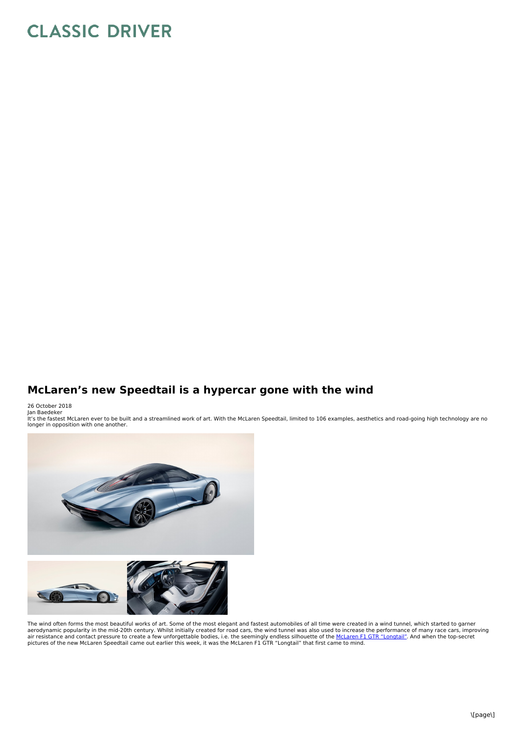# McLaren's new Speedtail is a hypercar gone with the wind

26 October 2018
Jan Baedeker
It's the fastest McLaren ever to be built and a streamlined work of art. With the McLaren Speedtail, limited to 106 examples, aesthetics and road-going high technology are no longer in opposition with one another.

The wind often forms the most beautiful works of art. Some of the most elegant and fastest automobiles of all time were created in a wind tunnel, which started to garner aerodynamic popularity in the mid-20th century. Whilst initially created for road cars, the wind tunnel was also used to increase the performance of many race cars, improving air resistance and contact pressure to create a few unforgettable bodies, i.e. the seemingly endless silhouette of the McLaren F1 GTR "Longtail". And when the top-secret pictures of the new McLaren Speedtail came out earlier this week, it was the McLaren F1 GTR "Longtail" that first came to mind.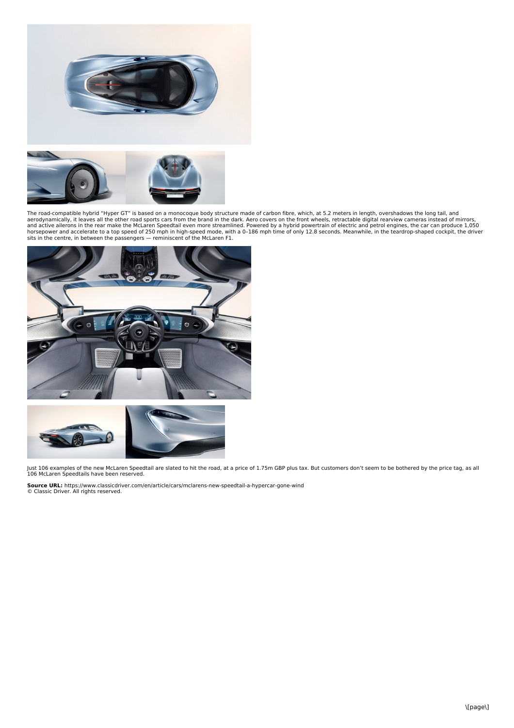The road-compatible hybrid “Hyper GT” is based on a monocoque body structure made of carbon fibre, which, at 5.2 meters in length, overshadows the long tail, and aerodynamically, it leaves all the other road sports cars from the brand in the dark. Aero covers on the front wheels, retractable digital rearview cameras instead of mirrors, and active ailerons in the rear make the McLaren Speedtail even more streamlined. Powered by a hybrid powertrain of electric and petrol engines, the car can produce 1,050 horsepower and accelerate to a top speed of 250 mph in high-speed mode, with a 0–186 mph time of only 12.8 seconds. Meanwhile, in the teardrop-shaped cockpit, the driver sits in the centre, in between the passengers — reminiscent of the McLaren F1.

Just 106 examples of the new McLaren Speedtail are slated to hit the road, at a price of 1.75m GBP plus tax. But customers don’t seem to be bothered by the price tag, as all 106 McLaren Speedtails have been reserved.

**Source URL:** https://www.classicdriver.com/en/article/cars/mclarens-new-speedtail-a-hypercar-gone-wind
© Classic Driver. All rights reserved.